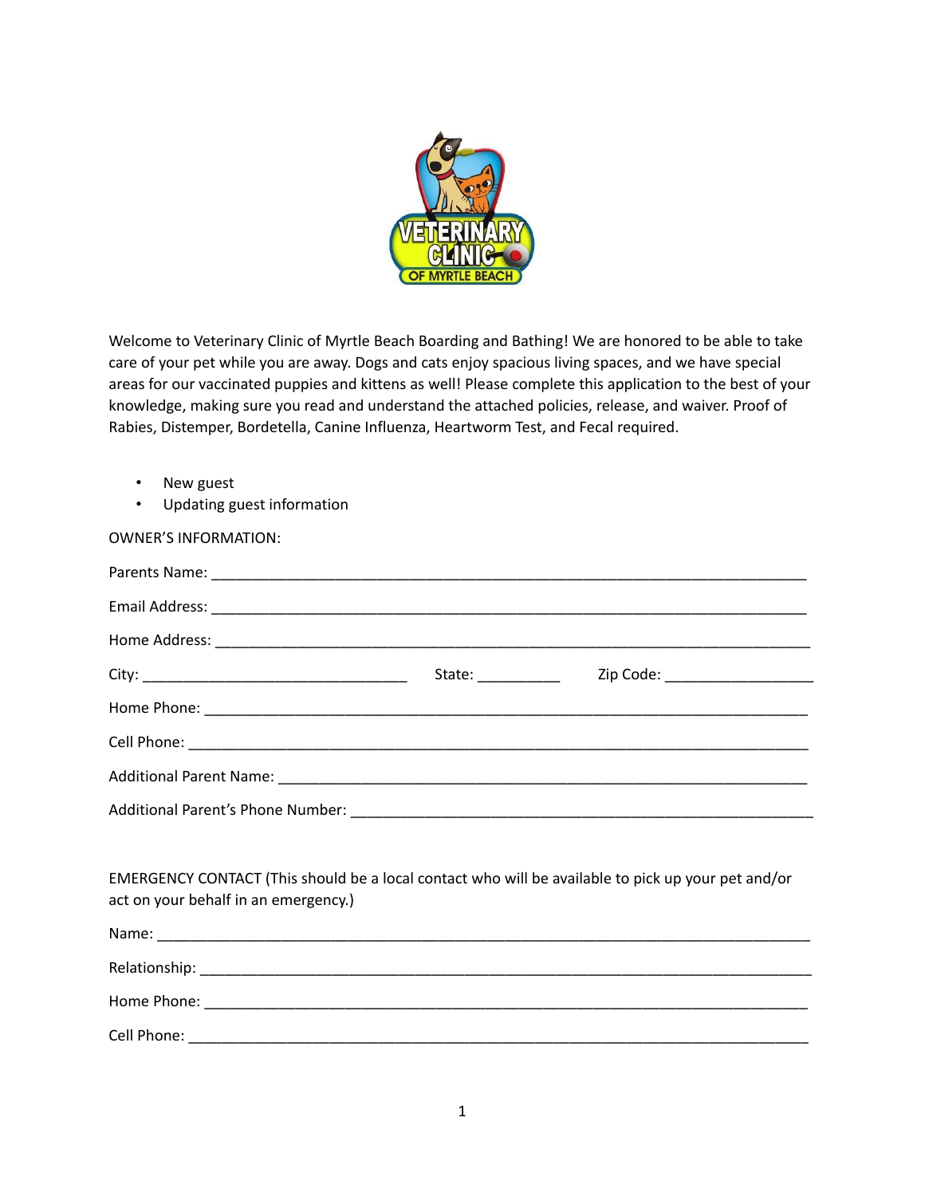Welcome to Veterinary Clinic of Myrtle Beach Boarding and Bathing! We are honored to be able to take care of your pet while you are away. Dogs and cats enjoy spacious living spaces, and we have special areas for our vaccinated puppies and kittens as well! Please complete this application to the best of your knowledge, making sure you read and understand the attached policies, release, and waiver. Proof of Rabies, Distemper, Bordetella, Canine Influenza, Heartworm Test, and Fecal required.

- New guest
- Updating guest information

OWNER'S INFORMATION:

Parents Name: ______________________________________________________________

Email Address: ______________________________________________________________

Home Address: ______________________________________________________________

City: ______________________________ State: __________ Zip Code: _________________

Home Phone: ______________________________________________________________

Cell Phone: ________________________________________________________________

Additional Parent Name: ______________________________________________________

Additional Parent's Phone Number: ____________________________________________

EMERGENCY CONTACT (This should be a local contact who will be available to pick up your pet and/or act on your behalf in an emergency.)

Name: ____________________________________________________________________

Relationship: _______________________________________________________________

Home Phone: ______________________________________________________________

Cell Phone: ________________________________________________________________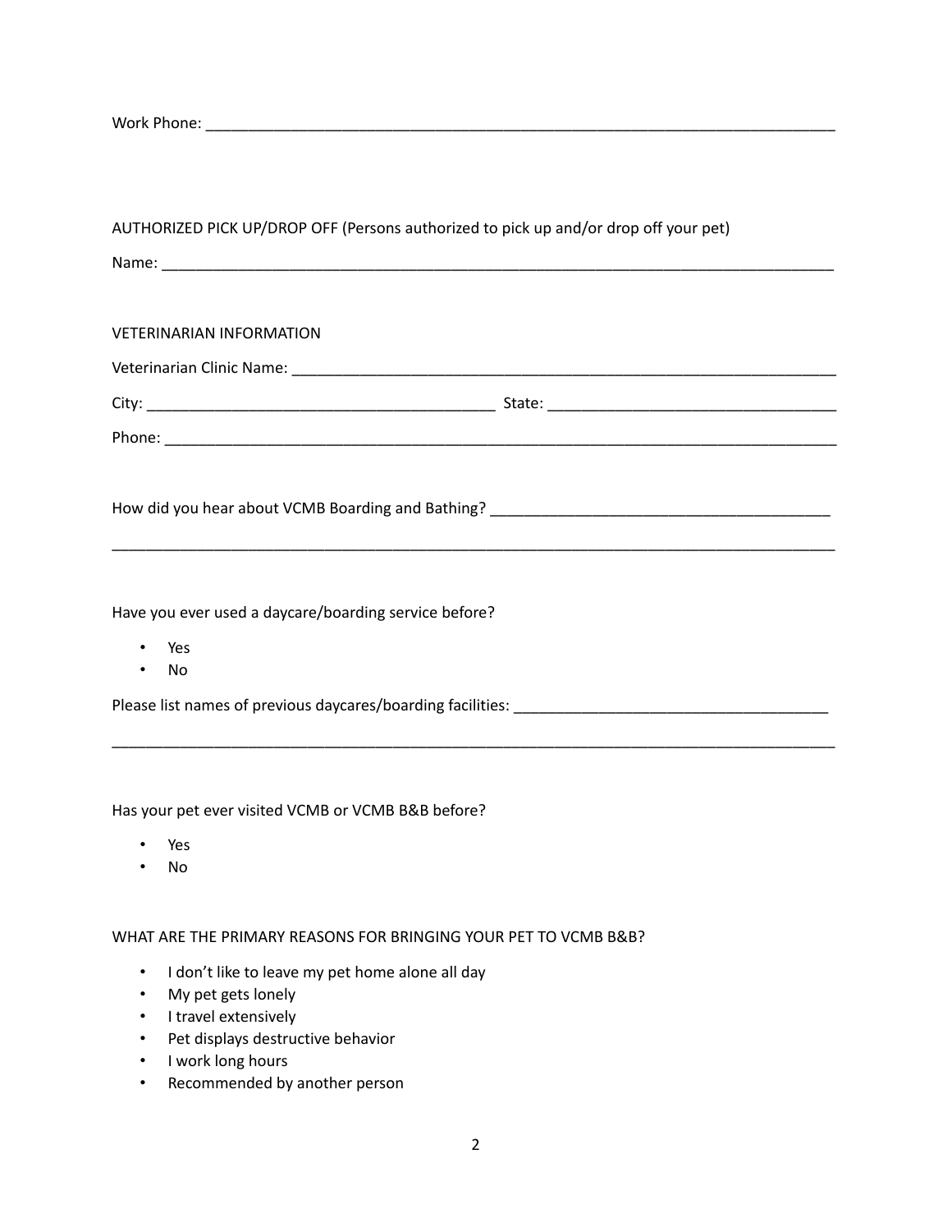Work Phone: ___________________________________________________________________________

AUTHORIZED PICK UP/DROP OFF (Persons authorized to pick up and/or drop off your pet)

Name: ________________________________________________________________________________

VETERINARIAN INFORMATION

Veterinarian Clinic Name: _________________________________________________________________

City: _________________________________________ State: __________________________________

Phone: _______________________________________________________________________________

How did you hear about VCMB Boarding and Bathing? ________________________________________

______________________________________________________________________________________

Have you ever used a daycare/boarding service before?

- Yes
- No

Please list names of previous daycares/boarding facilities: ____________________________________

______________________________________________________________________________________

Has your pet ever visited VCMB or VCMB B&B before?

- Yes
- No

WHAT ARE THE PRIMARY REASONS FOR BRINGING YOUR PET TO VCMB B&B?

- I don't like to leave my pet home alone all day
- My pet gets lonely
- I travel extensively
- Pet displays destructive behavior
- I work long hours
- Recommended by another person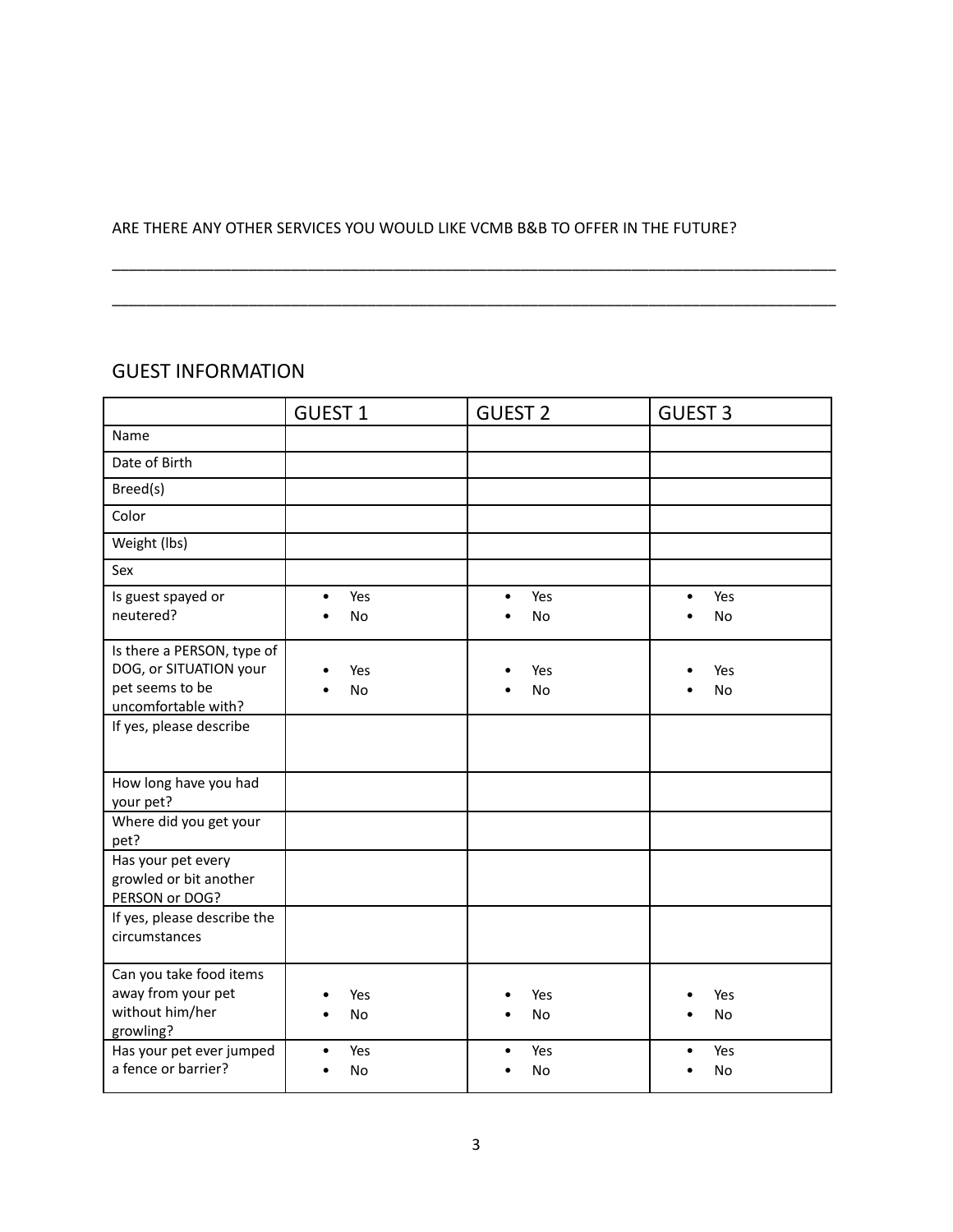ARE THERE ANY OTHER SERVICES YOU WOULD LIKE VCMB B&B TO OFFER IN THE FUTURE?

_______________________________________________________________________________________

_______________________________________________________________________________________

## GUEST INFORMATION

| | GUEST 1 | GUEST 2 | GUEST 3 |
|---|---|---|---|
| Name | | | |
| Date of Birth | | | |
| Breed(s) | | | |
| Color | | | |
| Weight (lbs) | | | |
| Sex | | | |
| Is guest spayed or neutered? | • Yes<br>• No | • Yes<br>• No | • Yes<br>• No |
| Is there a PERSON, type of DOG, or SITUATION your pet seems to be uncomfortable with? | • Yes<br>• No | • Yes<br>• No | • Yes<br>• No |
| If yes, please describe | | | |
| How long have you had your pet? | | | |
| Where did you get your pet? | | | |
| Has your pet every growled or bit another PERSON or DOG? | | | |
| If yes, please describe the circumstances | | | |
| Can you take food items away from your pet without him/her growling? | • Yes<br>• No | • Yes<br>• No | • Yes<br>• No |
| Has your pet ever jumped a fence or barrier? | • Yes<br>• No | • Yes<br>• No | • Yes<br>• No |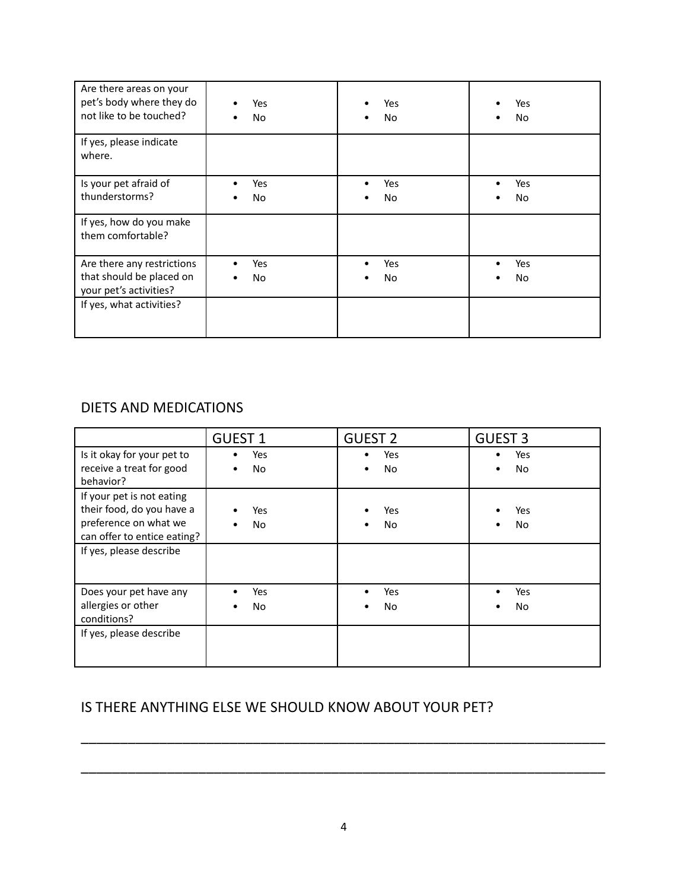| | | | |
|---|---|---|---|
| Are there areas on your pet's body where they do not like to be touched? | • Yes<br>• No | • Yes<br>• No | • Yes<br>• No |
| If yes, please indicate where. | | | |
| Is your pet afraid of thunderstorms? | • Yes<br>• No | • Yes<br>• No | • Yes<br>• No |
| If yes, how do you make them comfortable? | | | |
| Are there any restrictions that should be placed on your pet's activities? | • Yes<br>• No | • Yes<br>• No | • Yes<br>• No |
| If yes, what activities? | | | |

## DIETS AND MEDICATIONS

| | GUEST 1 | GUEST 2 | GUEST 3 |
|---|---|---|---|
| Is it okay for your pet to receive a treat for good behavior? | • Yes<br>• No | • Yes<br>• No | • Yes<br>• No |
| If your pet is not eating their food, do you have a preference on what we can offer to entice eating? | • Yes<br>• No | • Yes<br>• No | • Yes<br>• No |
| If yes, please describe | | | |
| Does your pet have any allergies or other conditions? | • Yes<br>• No | • Yes<br>• No | • Yes<br>• No |
| If yes, please describe | | | |

## IS THERE ANYTHING ELSE WE SHOULD KNOW ABOUT YOUR PET?

_______________________________________________________________________________

_______________________________________________________________________________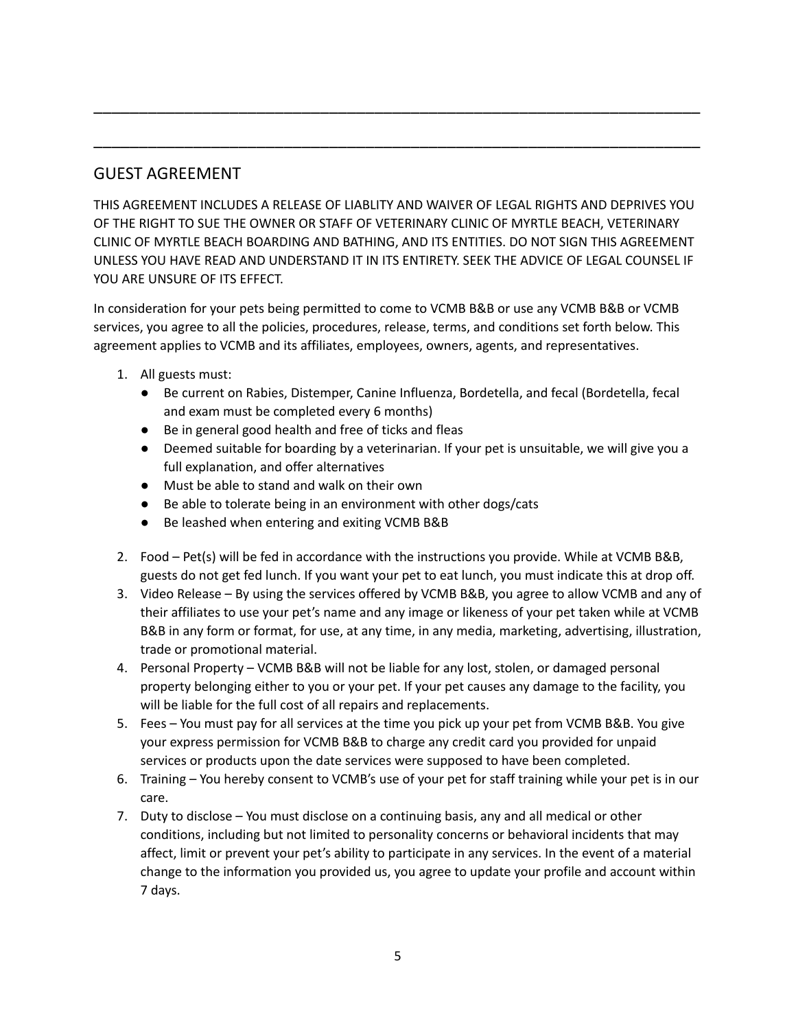______________________________________________________________________________

______________________________________________________________________________

## GUEST AGREEMENT

THIS AGREEMENT INCLUDES A RELEASE OF LIABLITY AND WAIVER OF LEGAL RIGHTS AND DEPRIVES YOU OF THE RIGHT TO SUE THE OWNER OR STAFF OF VETERINARY CLINIC OF MYRTLE BEACH, VETERINARY CLINIC OF MYRTLE BEACH BOARDING AND BATHING, AND ITS ENTITIES. DO NOT SIGN THIS AGREEMENT UNLESS YOU HAVE READ AND UNDERSTAND IT IN ITS ENTIRETY. SEEK THE ADVICE OF LEGAL COUNSEL IF YOU ARE UNSURE OF ITS EFFECT.

In consideration for your pets being permitted to come to VCMB B&B or use any VCMB B&B or VCMB services, you agree to all the policies, procedures, release, terms, and conditions set forth below. This agreement applies to VCMB and its affiliates, employees, owners, agents, and representatives.

1. All guests must:
   - Be current on Rabies, Distemper, Canine Influenza, Bordetella, and fecal (Bordetella, fecal and exam must be completed every 6 months)
   - Be in general good health and free of ticks and fleas
   - Deemed suitable for boarding by a veterinarian. If your pet is unsuitable, we will give you a full explanation, and offer alternatives
   - Must be able to stand and walk on their own
   - Be able to tolerate being in an environment with other dogs/cats
   - Be leashed when entering and exiting VCMB B&B
2. Food – Pet(s) will be fed in accordance with the instructions you provide. While at VCMB B&B, guests do not get fed lunch. If you want your pet to eat lunch, you must indicate this at drop off.
3. Video Release – By using the services offered by VCMB B&B, you agree to allow VCMB and any of their affiliates to use your pet's name and any image or likeness of your pet taken while at VCMB B&B in any form or format, for use, at any time, in any media, marketing, advertising, illustration, trade or promotional material.
4. Personal Property – VCMB B&B will not be liable for any lost, stolen, or damaged personal property belonging either to you or your pet. If your pet causes any damage to the facility, you will be liable for the full cost of all repairs and replacements.
5. Fees – You must pay for all services at the time you pick up your pet from VCMB B&B. You give your express permission for VCMB B&B to charge any credit card you provided for unpaid services or products upon the date services were supposed to have been completed.
6. Training – You hereby consent to VCMB's use of your pet for staff training while your pet is in our care.
7. Duty to disclose – You must disclose on a continuing basis, any and all medical or other conditions, including but not limited to personality concerns or behavioral incidents that may affect, limit or prevent your pet's ability to participate in any services. In the event of a material change to the information you provided us, you agree to update your profile and account within 7 days.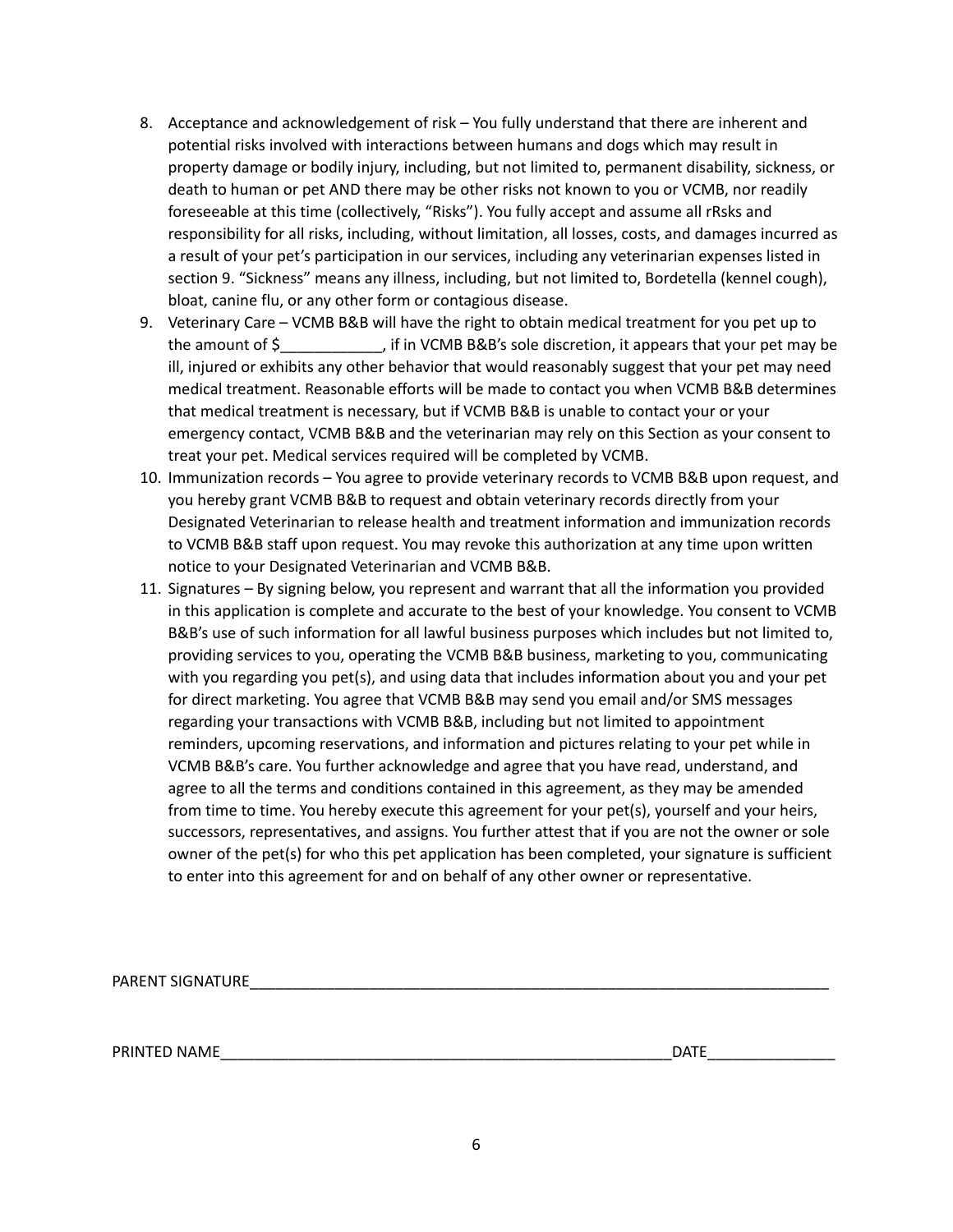8. Acceptance and acknowledgement of risk – You fully understand that there are inherent and potential risks involved with interactions between humans and dogs which may result in property damage or bodily injury, including, but not limited to, permanent disability, sickness, or death to human or pet AND there may be other risks not known to you or VCMB, nor readily foreseeable at this time (collectively, "Risks"). You fully accept and assume all rRsks and responsibility for all risks, including, without limitation, all losses, costs, and damages incurred as a result of your pet's participation in our services, including any veterinarian expenses listed in section 9. "Sickness" means any illness, including, but not limited to, Bordetella (kennel cough), bloat, canine flu, or any other form or contagious disease.
9. Veterinary Care – VCMB B&B will have the right to obtain medical treatment for you pet up to the amount of $____________, if in VCMB B&B's sole discretion, it appears that your pet may be ill, injured or exhibits any other behavior that would reasonably suggest that your pet may need medical treatment. Reasonable efforts will be made to contact you when VCMB B&B determines that medical treatment is necessary, but if VCMB B&B is unable to contact your or your emergency contact, VCMB B&B and the veterinarian may rely on this Section as your consent to treat your pet. Medical services required will be completed by VCMB.
10. Immunization records – You agree to provide veterinary records to VCMB B&B upon request, and you hereby grant VCMB B&B to request and obtain veterinary records directly from your Designated Veterinarian to release health and treatment information and immunization records to VCMB B&B staff upon request. You may revoke this authorization at any time upon written notice to your Designated Veterinarian and VCMB B&B.
11. Signatures – By signing below, you represent and warrant that all the information you provided in this application is complete and accurate to the best of your knowledge. You consent to VCMB B&B's use of such information for all lawful business purposes which includes but not limited to, providing services to you, operating the VCMB B&B business, marketing to you, communicating with you regarding you pet(s), and using data that includes information about you and your pet for direct marketing. You agree that VCMB B&B may send you email and/or SMS messages regarding your transactions with VCMB B&B, including but not limited to appointment reminders, upcoming reservations, and information and pictures relating to your pet while in VCMB B&B's care. You further acknowledge and agree that you have read, understand, and agree to all the terms and conditions contained in this agreement, as they may be amended from time to time. You hereby execute this agreement for your pet(s), yourself and your heirs, successors, representatives, and assigns. You further attest that if you are not the owner or sole owner of the pet(s) for who this pet application has been completed, your signature is sufficient to enter into this agreement for and on behalf of any other owner or representative.

PARENT SIGNATURE________________________________________________________________________

PRINTED NAME________________________________________________________DATE_______________